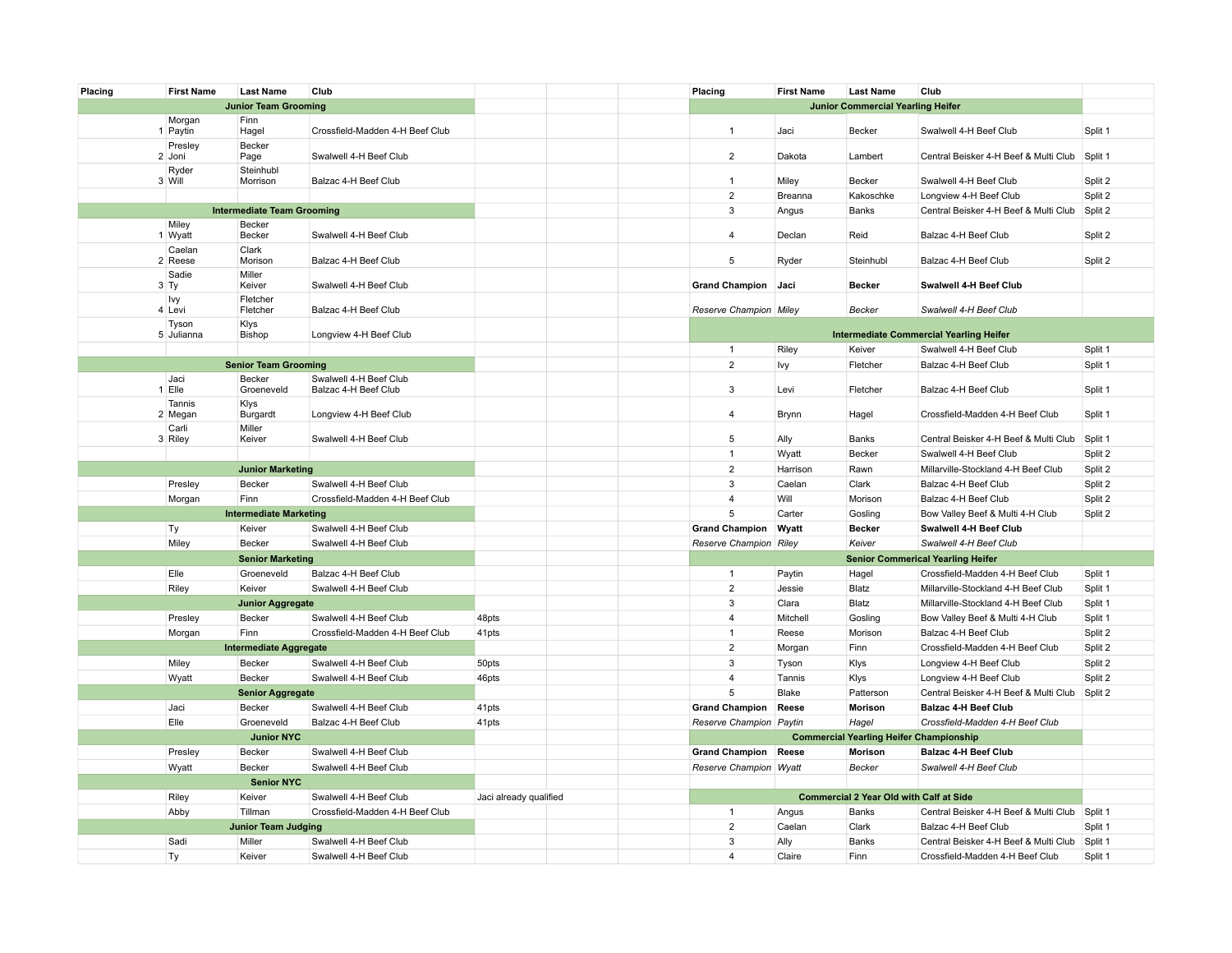| Placing | First Name | Last Name | Club | | | | Placing | First Name | Last Name | Club | |
|---|---|---|---|---|---|---|---|---|---|---|---|
| **Junior Team Grooming** | | | | | | | **Junior Commercial Yearling Heifer** | | | | |
| 1 | Morgan<br>Paytin | Finn<br>Hagel | Crossfield-Madden 4-H Beef Club | | | | 1 | Jaci | Becker | Swalwell 4-H Beef Club | Split 1 |
| 2 | Presley<br>Joni | Becker<br>Page | Swalwell 4-H Beef Club | | | | 2 | Dakota | Lambert | Central Beisker 4-H Beef & Multi Club | Split 1 |
| 3 | Ryder<br>Will | Steinhubl<br>Morrison | Balzac 4-H Beef Club | | | | 1 | Miley | Becker | Swalwell 4-H Beef Club | Split 2 |
| | | | | | | | 2 | Breanna | Kakoschke | Longview 4-H Beef Club | Split 2 |
| **Intermediate Team Grooming** | | | | | | | 3 | Angus | Banks | Central Beisker 4-H Beef & Multi Club | Split 2 |
| 1 | Miley<br>Wyatt | Becker<br>Becker | Swalwell 4-H Beef Club | | | | 4 | Declan | Reid | Balzac 4-H Beef Club | Split 2 |
| 2 | Caelan<br>Reese | Clark<br>Morison | Balzac 4-H Beef Club | | | | 5 | Ryder | Steinhubl | Balzac 4-H Beef Club | Split 2 |
| 3 | Sadie<br>Ty | Miller<br>Keiver | Swalwell 4-H Beef Club | | | | **Grand Champion** | **Jaci** | **Becker** | **Swalwell 4-H Beef Club** | |
| 4 | Ivy<br>Levi | Fletcher<br>Fletcher | Balzac 4-H Beef Club | | | | *Reserve Champion* | *Miley* | *Becker* | *Swalwell 4-H Beef Club* | |
| 5 | Tyson<br>Julianna | Klys<br>Bishop | Longview 4-H Beef Club | | | | **Intermediate Commercial Yearling Heifer** | | | | |
| | | | | | | | 1 | Riley | Keiver | Swalwell 4-H Beef Club | Split 1 |
| **Senior Team Grooming** | | | | | | | 2 | Ivy | Fletcher | Balzac 4-H Beef Club | Split 1 |
| 1 | Jaci<br>Elle | Becker<br>Groeneveld | Swalwell 4-H Beef Club<br>Balzac 4-H Beef Club | | | | 3 | Levi | Fletcher | Balzac 4-H Beef Club | Split 1 |
| 2 | Tannis<br>Megan | Klys<br>Burgardt | Longview 4-H Beef Club | | | | 4 | Brynn | Hagel | Crossfield-Madden 4-H Beef Club | Split 1 |
| 3 | Carli<br>Riley | Miller<br>Keiver | Swalwell 4-H Beef Club | | | | 5 | Ally | Banks | Central Beisker 4-H Beef & Multi Club | Split 1 |
| | | | | | | | 1 | Wyatt | Becker | Swalwell 4-H Beef Club | Split 2 |
| **Junior Marketing** | | | | | | | 2 | Harrison | Rawn | Millarville-Stockland 4-H Beef Club | Split 2 |
| | Presley | Becker | Swalwell 4-H Beef Club | | | | 3 | Caelan | Clark | Balzac 4-H Beef Club | Split 2 |
| | Morgan | Finn | Crossfield-Madden 4-H Beef Club | | | | 4 | Will | Morison | Balzac 4-H Beef Club | Split 2 |
| **Intermediate Marketing** | | | | | | | 5 | Carter | Gosling | Bow Valley Beef & Multi 4-H Club | Split 2 |
| | Ty | Keiver | Swalwell 4-H Beef Club | | | | **Grand Champion** | **Wyatt** | **Becker** | **Swalwell 4-H Beef Club** | |
| | Miley | Becker | Swalwell 4-H Beef Club | | | | *Reserve Champion* | *Riley* | *Keiver* | *Swalwell 4-H Beef Club* | |
| **Senior Marketing** | | | | | | | **Senior Commerical Yearling Heifer** | | | | |
| | Elle | Groeneveld | Balzac 4-H Beef Club | | | | 1 | Paytin | Hagel | Crossfield-Madden 4-H Beef Club | Split 1 |
| | Riley | Keiver | Swalwell 4-H Beef Club | | | | 2 | Jessie | Blatz | Millarville-Stockland 4-H Beef Club | Split 1 |
| **Junior Aggregate** | | | | | | | 3 | Clara | Blatz | Millarville-Stockland 4-H Beef Club | Split 1 |
| | Presley | Becker | Swalwell 4-H Beef Club | 48pts | | | 4 | Mitchell | Gosling | Bow Valley Beef & Multi 4-H Club | Split 1 |
| | Morgan | Finn | Crossfield-Madden 4-H Beef Club | 41pts | | | 1 | Reese | Morison | Balzac 4-H Beef Club | Split 2 |
| **Intermediate Aggregate** | | | | | | | 2 | Morgan | Finn | Crossfield-Madden 4-H Beef Club | Split 2 |
| | Miley | Becker | Swalwell 4-H Beef Club | 50pts | | | 3 | Tyson | Klys | Longview 4-H Beef Club | Split 2 |
| | Wyatt | Becker | Swalwell 4-H Beef Club | 46pts | | | 4 | Tannis | Klys | Longview 4-H Beef Club | Split 2 |
| **Senior Aggregate** | | | | | | | 5 | Blake | Patterson | Central Beisker 4-H Beef & Multi Club | Split 2 |
| | Jaci | Becker | Swalwell 4-H Beef Club | 41pts | | | **Grand Champion** | **Reese** | **Morison** | **Balzac 4-H Beef Club** | |
| | Elle | Groeneveld | Balzac 4-H Beef Club | 41pts | | | *Reserve Champion* | *Paytin* | *Hagel* | *Crossfield-Madden 4-H Beef Club* | |
| **Junior NYC** | | | | | | | **Commercial Yearling Heifer Championship** | | | | |
| | Presley | Becker | Swalwell 4-H Beef Club | | | | **Grand Champion** | **Reese** | **Morison** | **Balzac 4-H Beef Club** | |
| | Wyatt | Becker | Swalwell 4-H Beef Club | | | | *Reserve Champion* | *Wyatt* | *Becker* | *Swalwell 4-H Beef Club* | |
| **Senior NYC** | | | | | | | | | | | |
| | Riley | Keiver | Swalwell 4-H Beef Club | Jaci already qualified | | | **Commercial 2 Year Old with Calf at Side** | | | | |
| | Abby | Tillman | Crossfield-Madden 4-H Beef Club | | | | 1 | Angus | Banks | Central Beisker 4-H Beef & Multi Club | Split 1 |
| **Junior Team Judging** | | | | | | | 2 | Caelan | Clark | Balzac 4-H Beef Club | Split 1 |
| | Sadi | Miller | Swalwell 4-H Beef Club | | | | 3 | Ally | Banks | Central Beisker 4-H Beef & Multi Club | Split 1 |
| | Ty | Keiver | Swalwell 4-H Beef Club | | | | 4 | Claire | Finn | Crossfield-Madden 4-H Beef Club | Split 1 |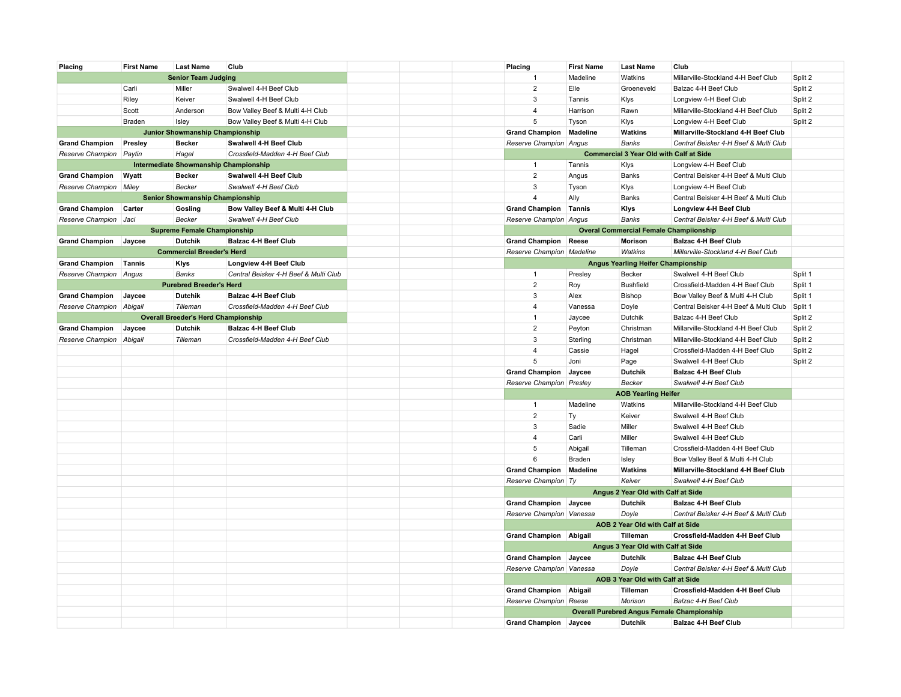| Placing | First Name | Last Name | Club |
|---|---|---|---|
| **Senior Team Judging** | | | |
| | Carli | Miller | Swalwell 4-H Beef Club |
| | Riley | Keiver | Swalwell 4-H Beef Club |
| | Scott | Anderson | Bow Valley Beef & Multi 4-H Club |
| | Braden | Isley | Bow Valley Beef & Multi 4-H Club |
| **Junior Showmanship Championship** | | | |
| **Grand Champion** | **Presley** | **Becker** | **Swalwell 4-H Beef Club** |
| *Reserve Champion* | *Paytin* | *Hagel* | *Crossfield-Madden 4-H Beef Club* |
| **Intermediate Showmanship Championship** | | | |
| **Grand Champion** | **Wyatt** | **Becker** | **Swalwell 4-H Beef Club** |
| *Reserve Champion* | *Miley* | *Becker* | *Swalwell 4-H Beef Club* |
| **Senior Showmanship Championship** | | | |
| **Grand Champion** | **Carter** | **Gosling** | **Bow Valley Beef & Multi 4-H Club** |
| *Reserve Champion* | *Jaci* | *Becker* | *Swalwell 4-H Beef Club* |
| **Supreme Female Championship** | | | |
| **Grand Champion** | **Jaycee** | **Dutchik** | **Balzac 4-H Beef Club** |
| **Commercial Breeder's Herd** | | | |
| **Grand Champion** | **Tannis** | **Klys** | **Longview 4-H Beef Club** |
| *Reserve Champion* | *Angus* | *Banks* | *Central Beisker 4-H Beef & Multi Club* |
| **Purebred Breeder's Herd** | | | |
| **Grand Champion** | **Jaycee** | **Dutchik** | **Balzac 4-H Beef Club** |
| *Reserve Champion* | *Abigail* | *Tilleman* | *Crossfield-Madden 4-H Beef Club* |
| **Overall Breeder's Herd Championship** | | | |
| **Grand Champion** | **Jaycee** | **Dutchik** | **Balzac 4-H Beef Club** |
| *Reserve Champion* | *Abigail* | *Tilleman* | *Crossfield-Madden 4-H Beef Club* |

| Placing | First Name | Last Name | Club | |
|---|---|---|---|---|
| 1 | Madeline | Watkins | Millarville-Stockland 4-H Beef Club | Split 2 |
| 2 | Elle | Groeneveld | Balzac 4-H Beef Club | Split 2 |
| 3 | Tannis | Klys | Longview 4-H Beef Club | Split 2 |
| 4 | Harrison | Rawn | Millarville-Stockland 4-H Beef Club | Split 2 |
| 5 | Tyson | Klys | Longview 4-H Beef Club | Split 2 |
| **Grand Champion** | **Madeline** | **Watkins** | **Millarville-Stockland 4-H Beef Club** | |
| *Reserve Champion* | *Angus* | *Banks* | *Central Beisker 4-H Beef & Multi Club* | |
| **Commercial 3 Year Old with Calf at Side** | | | | |
| 1 | Tannis | Klys | Longview 4-H Beef Club | |
| 2 | Angus | Banks | Central Beisker 4-H Beef & Multi Club | |
| 3 | Tyson | Klys | Longview 4-H Beef Club | |
| 4 | Ally | Banks | Central Beisker 4-H Beef & Multi Club | |
| **Grand Champion** | **Tannis** | **Klys** | **Longview 4-H Beef Club** | |
| *Reserve Champion* | *Angus* | *Banks* | *Central Beisker 4-H Beef & Multi Club* | |
| **Overal Commercial Female Champiionship** | | | | |
| **Grand Champion** | **Reese** | **Morison** | **Balzac 4-H Beef Club** | |
| *Reserve Champion* | *Madeline* | *Watkins* | *Millarville-Stockland 4-H Beef Club* | |
| **Angus Yearling Heifer Championship** | | | | |
| 1 | Presley | Becker | Swalwell 4-H Beef Club | Split 1 |
| 2 | Roy | Bushfield | Crossfield-Madden 4-H Beef Club | Split 1 |
| 3 | Alex | Bishop | Bow Valley Beef & Multi 4-H Club | Split 1 |
| 4 | Vanessa | Doyle | Central Beisker 4-H Beef & Multi Club | Split 1 |
| 1 | Jaycee | Dutchik | Balzac 4-H Beef Club | Split 2 |
| 2 | Peyton | Christman | Millarville-Stockland 4-H Beef Club | Split 2 |
| 3 | Sterling | Christman | Millarville-Stockland 4-H Beef Club | Split 2 |
| 4 | Cassie | Hagel | Crossfield-Madden 4-H Beef Club | Split 2 |
| 5 | Joni | Page | Swalwell 4-H Beef Club | Split 2 |
| **Grand Champion** | **Jaycee** | **Dutchik** | **Balzac 4-H Beef Club** | |
| *Reserve Champion* | *Presley* | *Becker* | *Swalwell 4-H Beef Club* | |
| **AOB Yearling Heifer** | | | | |
| 1 | Madeline | Watkins | Millarville-Stockland 4-H Beef Club | |
| 2 | Ty | Keiver | Swalwell 4-H Beef Club | |
| 3 | Sadie | Miller | Swalwell 4-H Beef Club | |
| 4 | Carli | Miller | Swalwell 4-H Beef Club | |
| 5 | Abigail | Tilleman | Crossfield-Madden 4-H Beef Club | |
| 6 | Braden | Isley | Bow Valley Beef & Multi 4-H Club | |
| **Grand Champion** | **Madeline** | **Watkins** | **Millarville-Stockland 4-H Beef Club** | |
| *Reserve Champion* | *Ty* | *Keiver* | *Swalwell 4-H Beef Club* | |
| **Angus 2 Year Old with Calf at Side** | | | | |
| **Grand Champion** | **Jaycee** | **Dutchik** | **Balzac 4-H Beef Club** | |
| *Reserve Champion* | *Vanessa* | *Doyle* | *Central Beisker 4-H Beef & Multi Club* | |
| **AOB 2 Year Old with Calf at Side** | | | | |
| **Grand Champion** | **Abigail** | **Tilleman** | **Crossfield-Madden 4-H Beef Club** | |
| **Angus 3 Year Old with Calf at Side** | | | | |
| **Grand Champion** | **Jaycee** | **Dutchik** | **Balzac 4-H Beef Club** | |
| *Reserve Champion* | *Vanessa* | *Doyle* | *Central Beisker 4-H Beef & Multi Club* | |
| **AOB 3 Year Old with Calf at Side** | | | | |
| **Grand Champion** | **Abigail** | **Tilleman** | **Crossfield-Madden 4-H Beef Club** | |
| *Reserve Champion* | *Reese* | *Morison* | *Balzac 4-H Beef Club* | |
| **Overall Purebred Angus Female Championship** | | | | |
| **Grand Champion** | **Jaycee** | **Dutchik** | **Balzac 4-H Beef Club** | |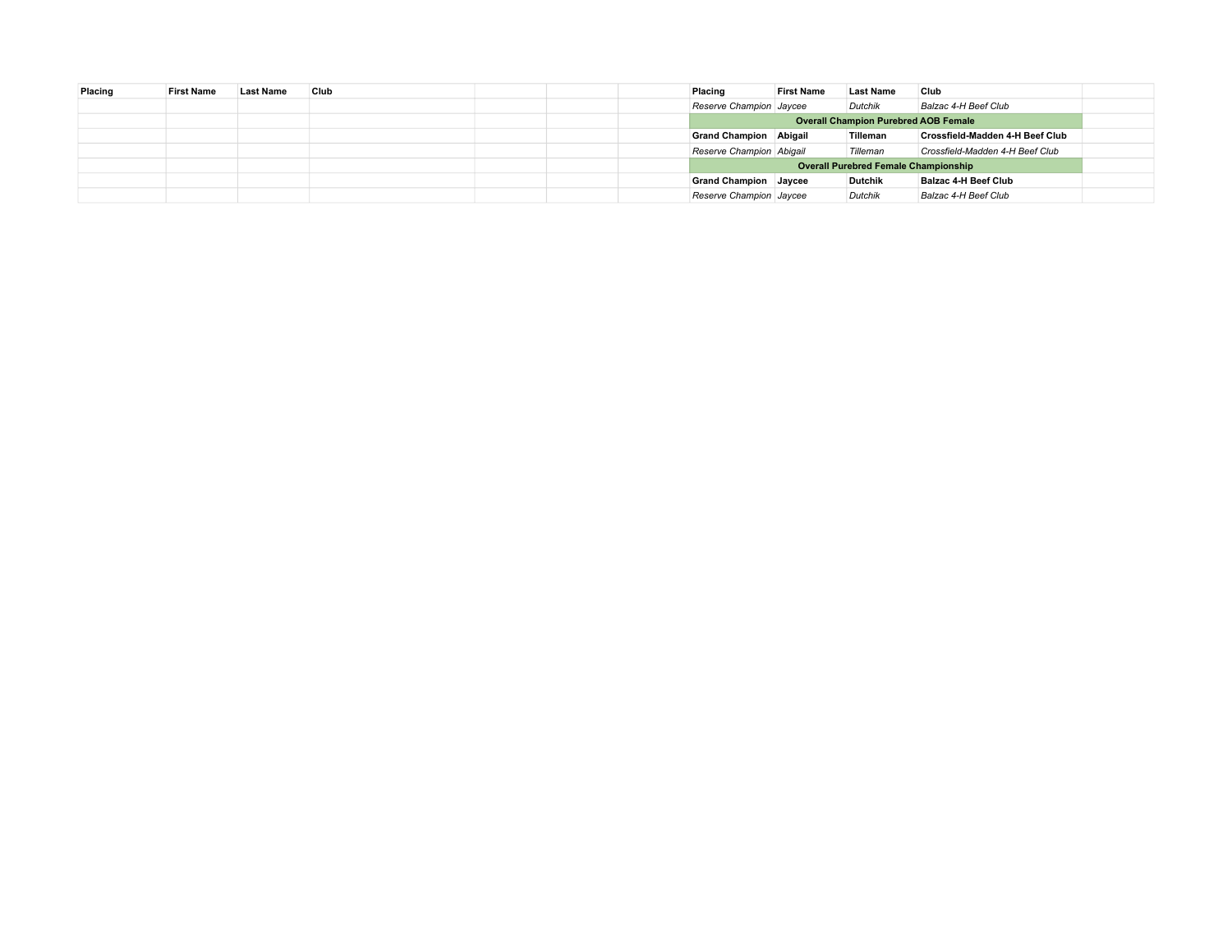| Placing | First Name | Last Name | Club |
|---|---|---|---|

| Placing | First Name | Last Name | Club |
|---|---|---|---|
| *Reserve Champion* | *Jaycee* | *Dutchik* | *Balzac 4-H Beef Club* |
| **Overall Champion Purebred AOB Female** | | | |
| **Grand Champion** | **Abigail** | **Tilleman** | **Crossfield-Madden 4-H Beef Club** |
| *Reserve Champion* | *Abigail* | *Tilleman* | *Crossfield-Madden 4-H Beef Club* |
| **Overall Purebred Female Championship** | | | |
| **Grand Champion** | **Jaycee** | **Dutchik** | **Balzac 4-H Beef Club** |
| *Reserve Champion* | *Jaycee* | *Dutchik* | *Balzac 4-H Beef Club* |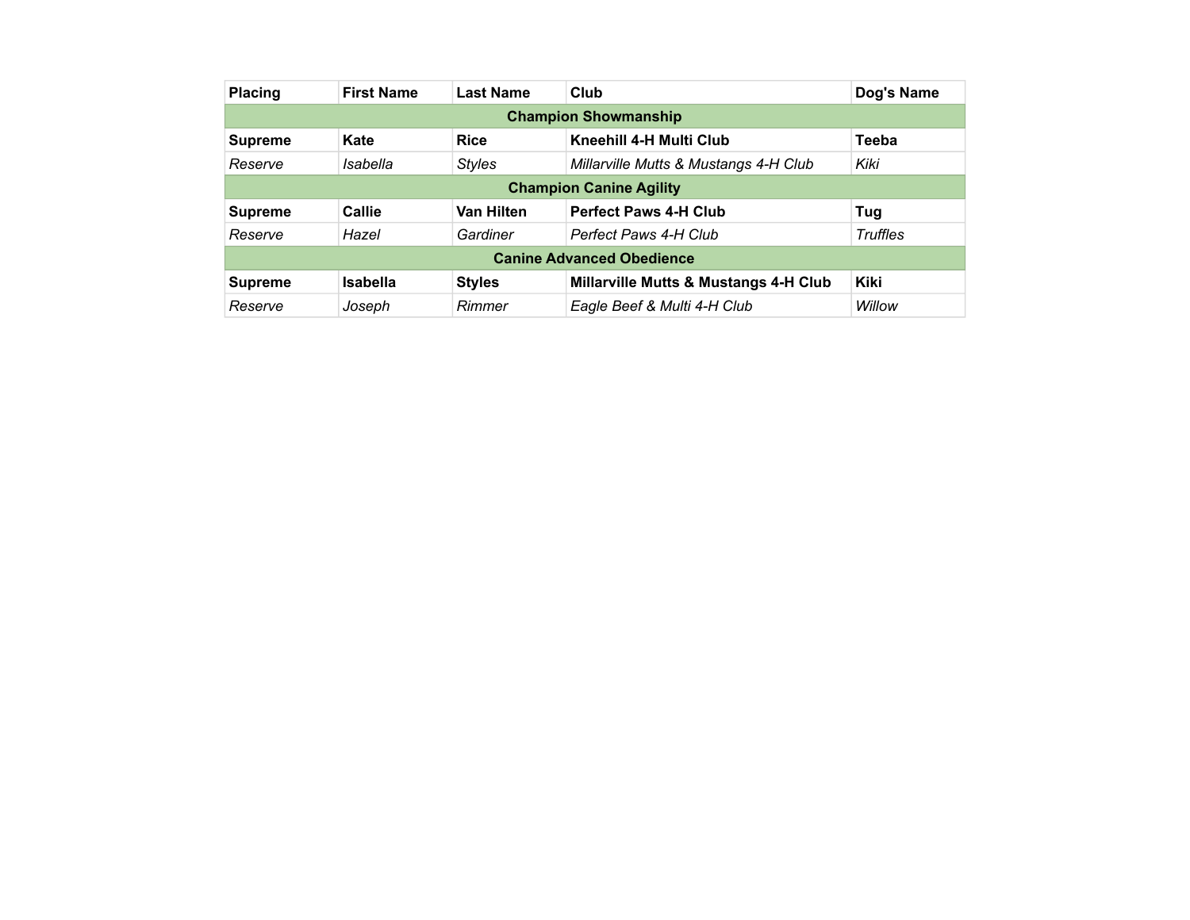| Placing | First Name | Last Name | Club | Dog's Name |
|---|---|---|---|---|
| **Champion Showmanship** | | | | |
| **Supreme** | **Kate** | **Rice** | **Kneehill 4-H Multi Club** | **Teeba** |
| *Reserve* | *Isabella* | *Styles* | *Millarville Mutts & Mustangs 4-H Club* | *Kiki* |
| **Champion Canine Agility** | | | | |
| **Supreme** | **Callie** | **Van Hilten** | **Perfect Paws 4-H Club** | **Tug** |
| *Reserve* | *Hazel* | *Gardiner* | *Perfect Paws 4-H Club* | *Truffles* |
| **Canine Advanced Obedience** | | | | |
| **Supreme** | **Isabella** | **Styles** | **Millarville Mutts & Mustangs 4-H Club** | **Kiki** |
| *Reserve* | *Joseph* | *Rimmer* | *Eagle Beef & Multi 4-H Club* | *Willow* |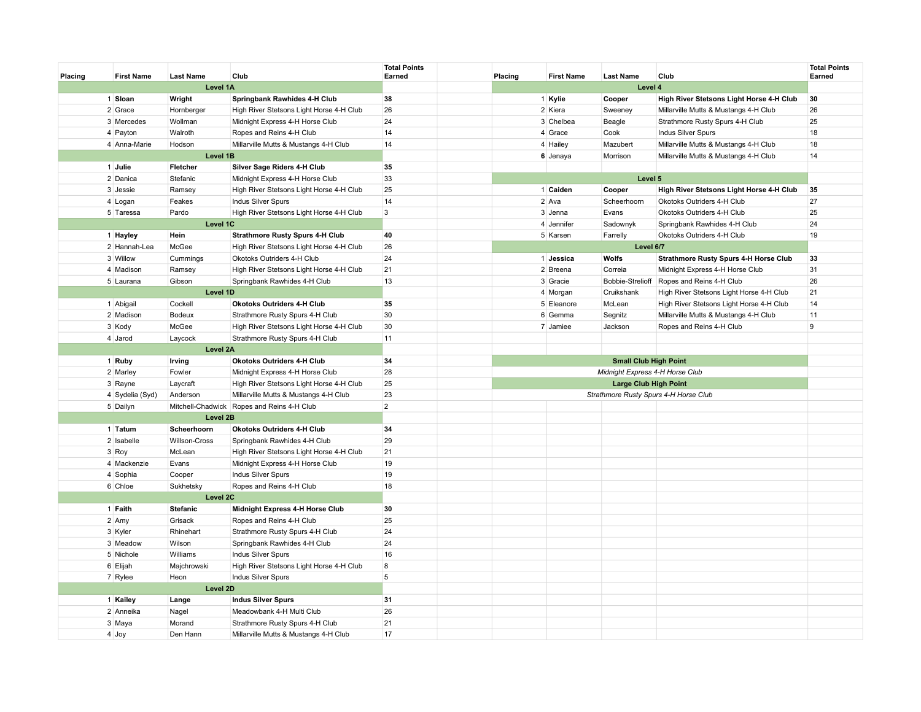| Placing | First Name | Last Name | Club | Total Points Earned |
|---|---|---|---|---|
| **Level 1A** | | | | |
| 1 | **Sloan** | **Wright** | **Springbank Rawhides 4-H Club** | **38** |
| 2 | Grace | Hornberger | High River Stetsons Light Horse 4-H Club | 26 |
| 3 | Mercedes | Wollman | Midnight Express 4-H Horse Club | 24 |
| 4 | Payton | Walroth | Ropes and Reins 4-H Club | 14 |
| 4 | Anna-Marie | Hodson | Millarville Mutts & Mustangs 4-H Club | 14 |
| **Level 1B** | | | | |
| 1 | **Julie** | **Fletcher** | **Silver Sage Riders 4-H Club** | **35** |
| 2 | Danica | Stefanic | Midnight Express 4-H Horse Club | 33 |
| 3 | Jessie | Ramsey | High River Stetsons Light Horse 4-H Club | 25 |
| 4 | Logan | Feakes | Indus Silver Spurs | 14 |
| 5 | Taressa | Pardo | High River Stetsons Light Horse 4-H Club | 3 |
| **Level 1C** | | | | |
| 1 | **Hayley** | **Hein** | **Strathmore Rusty Spurs 4-H Club** | **40** |
| 2 | Hannah-Lea | McGee | High River Stetsons Light Horse 4-H Club | 26 |
| 3 | Willow | Cummings | Okotoks Outriders 4-H Club | 24 |
| 4 | Madison | Ramsey | High River Stetsons Light Horse 4-H Club | 21 |
| 5 | Laurana | Gibson | Springbank Rawhides 4-H Club | 13 |
| **Level 1D** | | | | |
| 1 | Abigail | Cockell | **Okotoks Outriders 4-H Club** | **35** |
| 2 | Madison | Bodeux | Strathmore Rusty Spurs 4-H Club | 30 |
| 3 | Kody | McGee | High River Stetsons Light Horse 4-H Club | 30 |
| 4 | Jarod | Laycock | Strathmore Rusty Spurs 4-H Club | 11 |
| **Level 2A** | | | | |
| 1 | **Ruby** | **Irving** | **Okotoks Outriders 4-H Club** | **34** |
| 2 | Marley | Fowler | Midnight Express 4-H Horse Club | 28 |
| 3 | Rayne | Laycraft | High River Stetsons Light Horse 4-H Club | 25 |
| 4 | Sydelia (Syd) | Anderson | Millarville Mutts & Mustangs 4-H Club | 23 |
| 5 | Dailyn | Mitchell-Chadwick | Ropes and Reins 4-H Club | 2 |
| **Level 2B** | | | | |
| 1 | **Tatum** | **Scheerhoorn** | **Okotoks Outriders 4-H Club** | **34** |
| 2 | Isabelle | Willson-Cross | Springbank Rawhides 4-H Club | 29 |
| 3 | Roy | McLean | High River Stetsons Light Horse 4-H Club | 21 |
| 4 | Mackenzie | Evans | Midnight Express 4-H Horse Club | 19 |
| 4 | Sophia | Cooper | Indus Silver Spurs | 19 |
| 6 | Chloe | Sukhetsky | Ropes and Reins 4-H Club | 18 |
| **Level 2C** | | | | |
| 1 | **Faith** | **Stefanic** | **Midnight Express 4-H Horse Club** | **30** |
| 2 | Amy | Grisack | Ropes and Reins 4-H Club | 25 |
| 3 | Kyler | Rhinehart | Strathmore Rusty Spurs 4-H Club | 24 |
| 3 | Meadow | Wilson | Springbank Rawhides 4-H Club | 24 |
| 5 | Nichole | Williams | Indus Silver Spurs | 16 |
| 6 | Elijah | Majchrowski | High River Stetsons Light Horse 4-H Club | 8 |
| 7 | Rylee | Heon | Indus Silver Spurs | 5 |
| **Level 2D** | | | | |
| 1 | **Kailey** | **Lange** | **Indus Silver Spurs** | **31** |
| 2 | Anneika | Nagel | Meadowbank 4-H Multi Club | 26 |
| 3 | Maya | Morand | Strathmore Rusty Spurs 4-H Club | 21 |
| 4 | Joy | Den Hann | Millarville Mutts & Mustangs 4-H Club | 17 |

| Placing | First Name | Last Name | Club | Total Points Earned |
|---|---|---|---|---|
| **Level 4** | | | | |
| 1 | **Kylie** | **Cooper** | **High River Stetsons Light Horse 4-H Club** | **30** |
| 2 | Kiera | Sweeney | Millarville Mutts & Mustangs 4-H Club | 26 |
| 3 | Chelbea | Beagle | Strathmore Rusty Spurs 4-H Club | 25 |
| 4 | Grace | Cook | Indus Silver Spurs | 18 |
| 4 | Hailey | Mazubert | Millarville Mutts & Mustangs 4-H Club | 18 |
| **6** | Jenaya | Morrison | Millarville Mutts & Mustangs 4-H Club | 14 |
| **Level 5** | | | | |
| 1 | **Caiden** | **Cooper** | **High River Stetsons Light Horse 4-H Club** | **35** |
| 2 | Ava | Scheerhoorn | Okotoks Outriders 4-H Club | 27 |
| 3 | Jenna | Evans | Okotoks Outriders 4-H Club | 25 |
| 4 | Jennifer | Sadownyk | Springbank Rawhides 4-H Club | 24 |
| 5 | Karsen | Farrelly | Okotoks Outriders 4-H Club | 19 |
| **Level 6/7** | | | | |
| 1 | **Jessica** | **Wolfs** | **Strathmore Rusty Spurs 4-H Horse Club** | **33** |
| 2 | Breena | Correia | Midnight Express 4-H Horse Club | 31 |
| 3 | Gracie | Bobbie-Streliloff | Ropes and Reins 4-H Club | 26 |
| 4 | Morgan | Cruikshank | High River Stetsons Light Horse 4-H Club | 21 |
| 5 | Eleanore | McLean | High River Stetsons Light Horse 4-H Club | 14 |
| 6 | Gemma | Segnitz | Millarville Mutts & Mustangs 4-H Club | 11 |
| 7 | Jamiee | Jackson | Ropes and Reins 4-H Club | 9 |

**Small Club High Point**

*Midnight Express 4-H Horse Club*

**Large Club High Point**

*Strathmore Rusty Spurs 4-H Horse Club*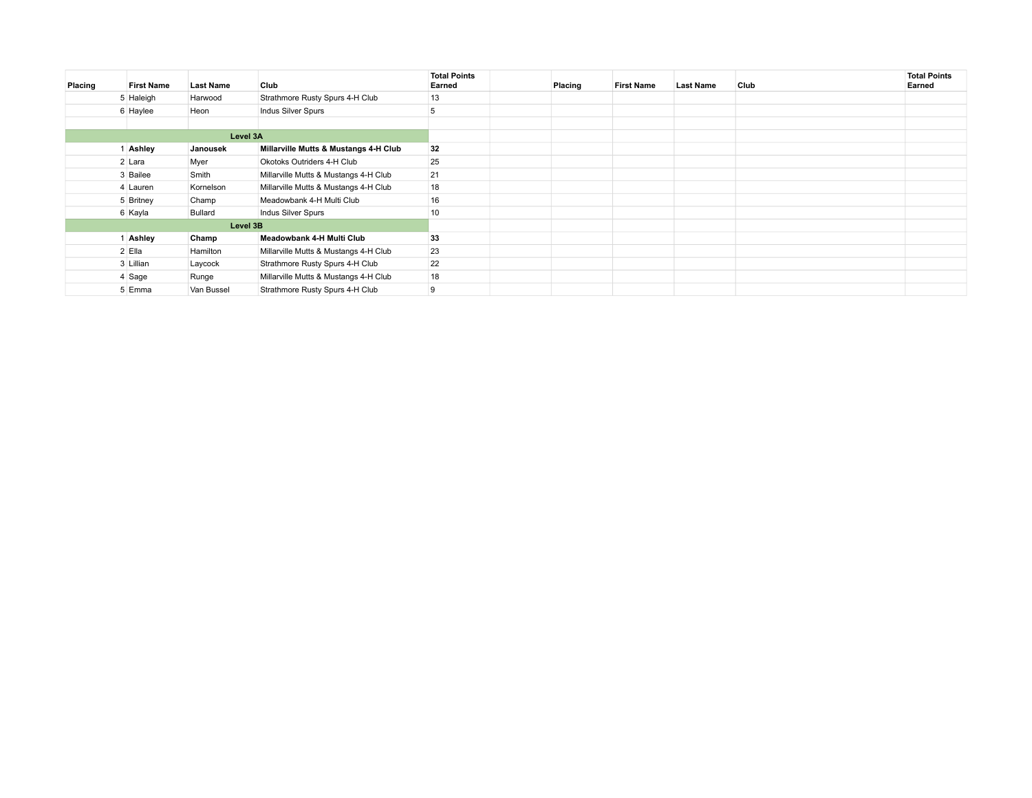| Placing | First Name | Last Name | Club | Total Points Earned | | Placing | First Name | Last Name | Club | Total Points Earned |
|---|---|---|---|---|---|---|---|---|---|---|
| 5 | Haleigh | Harwood | Strathmore Rusty Spurs 4-H Club | 13 | | | | | | |
| 6 | Haylee | Heon | Indus Silver Spurs | 5 | | | | | | |
| | | | | | | | | | | |
| **Level 3A** | | | | | | | | | | |
| 1 | **Ashley** | **Janousek** | **Millarville Mutts & Mustangs 4-H Club** | **32** | | | | | | |
| 2 | Lara | Myer | Okotoks Outriders 4-H Club | 25 | | | | | | |
| 3 | Bailee | Smith | Millarville Mutts & Mustangs 4-H Club | 21 | | | | | | |
| 4 | Lauren | Kornelson | Millarville Mutts & Mustangs 4-H Club | 18 | | | | | | |
| 5 | Britney | Champ | Meadowbank 4-H Multi Club | 16 | | | | | | |
| 6 | Kayla | Bullard | Indus Silver Spurs | 10 | | | | | | |
| **Level 3B** | | | | | | | | | | |
| 1 | **Ashley** | **Champ** | **Meadowbank 4-H Multi Club** | **33** | | | | | | |
| 2 | Ella | Hamilton | Millarville Mutts & Mustangs 4-H Club | 23 | | | | | | |
| 3 | Lillian | Laycock | Strathmore Rusty Spurs 4-H Club | 22 | | | | | | |
| 4 | Sage | Runge | Millarville Mutts & Mustangs 4-H Club | 18 | | | | | | |
| 5 | Emma | Van Bussel | Strathmore Rusty Spurs 4-H Club | 9 | | | | | | |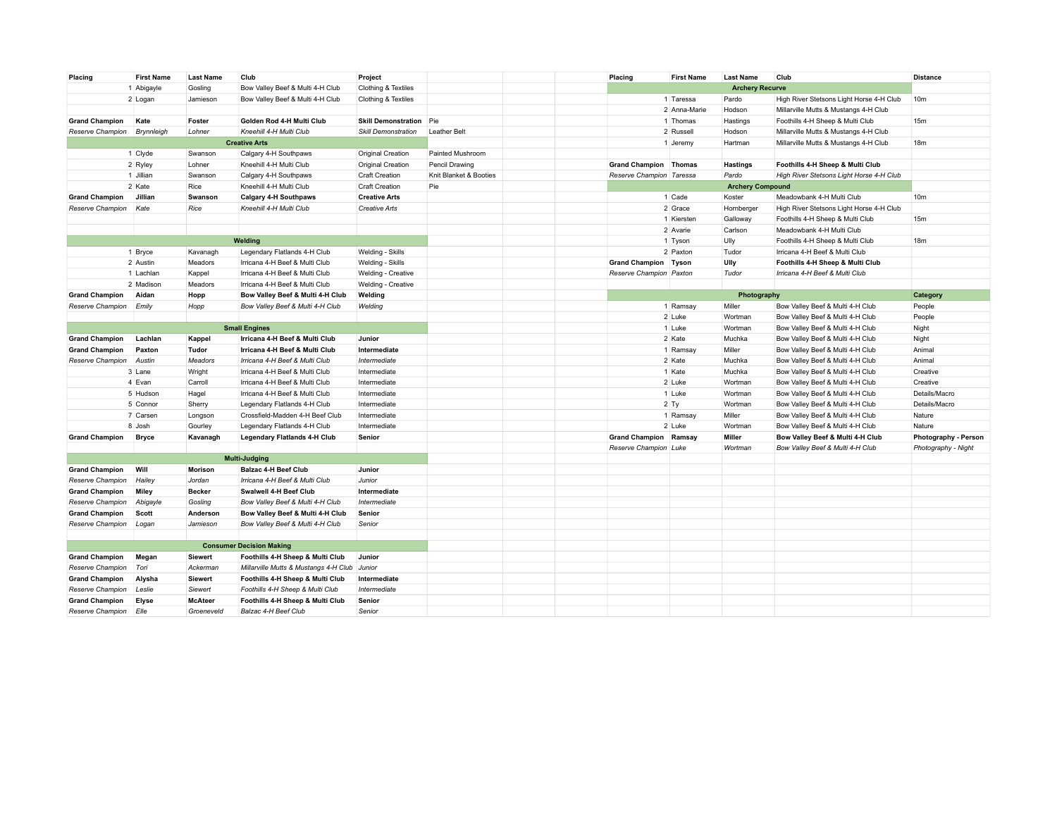| Placing | First Name | Last Name | Club | Project | |
|---|---|---|---|---|---|
| 1 | Abigayle | Gosling | Bow Valley Beef & Multi 4-H Club | Clothing & Textiles | |
| 2 | Logan | Jamieson | Bow Valley Beef & Multi 4-H Club | Clothing & Textiles | |
| | | | | | |
| **Grand Champion** | **Kate** | **Foster** | **Golden Rod 4-H Multi Club** | **Skill Demonstration** | Pie |
| *Reserve Champion* | *Brynnleigh* | *Lohner* | *Kneehill 4-H Multi Club* | *Skill Demonstration* | Leather Belt |
| **Creative Arts** | | | | | |
| 1 | Clyde | Swanson | Calgary 4-H Southpaws | Original Creation | Painted Mushroom |
| 2 | Ryley | Lohner | Kneehill 4-H Multi Club | Original Creation | Pencil Drawing |
| 1 | Jillian | Swanson | Calgary 4-H Southpaws | Craft Creation | Knit Blanket & Booties |
| 2 | Kate | Rice | Kneehill 4-H Multi Club | Craft Creation | Pie |
| **Grand Champion** | **Jillian** | **Swanson** | **Calgary 4-H Southpaws** | **Creative Arts** | |
| *Reserve Champion* | *Kate* | *Rice* | *Kneehill 4-H Multi Club* | *Creative Arts* | |
| **Welding** | | | | | |
| 1 | Bryce | Kavanagh | Legendary Flatlands 4-H Club | Welding - Skills | |
| 2 | Austin | Meadors | Irricana 4-H Beef & Multi Club | Welding - Skills | |
| 1 | Lachlan | Kappel | Irricana 4-H Beef & Multi Club | Welding - Creative | |
| 2 | Madison | Meadors | Irricana 4-H Beef & Multi Club | Welding - Creative | |
| **Grand Champion** | **Aidan** | **Hopp** | **Bow Valley Beef & Multi 4-H Club** | **Welding** | |
| *Reserve Champion* | *Emily* | *Hopp* | *Bow Valley Beef & Multi 4-H Club* | *Welding* | |
| **Small Engines** | | | | | |
| **Grand Champion** | **Lachlan** | **Kappel** | **Irricana 4-H Beef & Multi Club** | **Junior** | |
| **Grand Champion** | **Paxton** | **Tudor** | **Irricana 4-H Beef & Multi Club** | **Intermediate** | |
| *Reserve Champion* | *Austin* | *Meadors* | *Irricana 4-H Beef & Multi Club* | *Intermediate* | |
| 3 | Lane | Wright | Irricana 4-H Beef & Multi Club | Intermediate | |
| 4 | Evan | Carroll | Irricana 4-H Beef & Multi Club | Intermediate | |
| 5 | Hudson | Hagel | Irricana 4-H Beef & Multi Club | Intermediate | |
| 5 | Connor | Sherry | Legendary Flatlands 4-H Club | Intermediate | |
| 7 | Carsen | Longson | Crossfield-Madden 4-H Beef Club | Intermediate | |
| 8 | Josh | Gourley | Legendary Flatlands 4-H Club | Intermediate | |
| **Grand Champion** | **Bryce** | **Kavanagh** | **Legendary Flatlands 4-H Club** | **Senior** | |
| **Multi-Judging** | | | | | |
| **Grand Champion** | **Will** | **Morison** | **Balzac 4-H Beef Club** | **Junior** | |
| *Reserve Champion* | *Hailey* | *Jordan* | *Irricana 4-H Beef & Multi Club* | *Junior* | |
| **Grand Champion** | **Miley** | **Becker** | **Swalwell 4-H Beef Club** | **Intermediate** | |
| *Reserve Champion* | *Abigayle* | *Gosling* | *Bow Valley Beef & Multi 4-H Club* | *Intermediate* | |
| **Grand Champion** | **Scott** | **Anderson** | **Bow Valley Beef & Multi 4-H Club** | **Senior** | |
| *Reserve Champion* | *Logan* | *Jamieson* | *Bow Valley Beef & Multi 4-H Club* | *Senior* | |
| **Consumer Decision Making** | | | | | |
| **Grand Champion** | **Megan** | **Siewert** | **Foothills 4-H Sheep & Multi Club** | **Junior** | |
| *Reserve Champion* | *Tori* | *Ackerman* | *Millarville Mutts & Mustangs 4-H Club* | *Junior* | |
| **Grand Champion** | **Alysha** | **Siewert** | **Foothills 4-H Sheep & Multi Club** | **Intermediate** | |
| *Reserve Champion* | *Leslie* | *Siewert* | *Foothills 4-H Sheep & Multi Club* | *Intermediate* | |
| **Grand Champion** | **Elyse** | **McAteer** | **Foothills 4-H Sheep & Multi Club** | **Senior** | |
| *Reserve Champion* | *Elle* | *Groeneveld* | *Balzac 4-H Beef Club* | *Senior* | |

| Placing | First Name | Last Name | Club | Distance |
|---|---|---|---|---|
| **Archery Recurve** | | | | |
| 1 | Taressa | Pardo | High River Stetsons Light Horse 4-H Club | 10m |
| 2 | Anna-Marie | Hodson | Millarville Mutts & Mustangs 4-H Club | |
| 1 | Thomas | Hastings | Foothills 4-H Sheep & Multi Club | 15m |
| 2 | Russell | Hodson | Millarville Mutts & Mustangs 4-H Club | |
| 1 | Jeremy | Hartman | Millarville Mutts & Mustangs 4-H Club | 18m |
| | | | | |
| **Grand Champion** | **Thomas** | **Hastings** | **Foothills 4-H Sheep & Multi Club** | |
| *Reserve Champion* | *Taressa* | *Pardo* | *High River Stetsons Light Horse 4-H Club* | |
| **Archery Compound** | | | | |
| 1 | Cade | Koster | Meadowbank 4-H Multi Club | 10m |
| 2 | Grace | Hornberger | High River Stetsons Light Horse 4-H Club | |
| 1 | Kiersten | Galloway | Foothills 4-H Sheep & Multi Club | 15m |
| 2 | Avarie | Carlson | Meadowbank 4-H Multi Club | |
| 1 | Tyson | Ully | Foothills 4-H Sheep & Multi Club | 18m |
| 2 | Paxton | Tudor | Irricana 4-H Beef & Multi Club | |
| **Grand Champion** | **Tyson** | **Ully** | **Foothills 4-H Sheep & Multi Club** | |
| *Reserve Champion* | *Paxton* | *Tudor* | *Irricana 4-H Beef & Multi Club* | |

| Placing | First Name | Last Name | Club | Category |
|---|---|---|---|---|
| **Photography** | | | | **Category** |
| 1 | Ramsay | Miller | Bow Valley Beef & Multi 4-H Club | People |
| 2 | Luke | Wortman | Bow Valley Beef & Multi 4-H Club | People |
| 1 | Luke | Wortman | Bow Valley Beef & Multi 4-H Club | Night |
| 2 | Kate | Muchka | Bow Valley Beef & Multi 4-H Club | Night |
| 1 | Ramsay | Miller | Bow Valley Beef & Multi 4-H Club | Animal |
| 2 | Kate | Muchka | Bow Valley Beef & Multi 4-H Club | Animal |
| 1 | Kate | Muchka | Bow Valley Beef & Multi 4-H Club | Creative |
| 2 | Luke | Wortman | Bow Valley Beef & Multi 4-H Club | Creative |
| 1 | Luke | Wortman | Bow Valley Beef & Multi 4-H Club | Details/Macro |
| 2 | Ty | Wortman | Bow Valley Beef & Multi 4-H Club | Details/Macro |
| 1 | Ramsay | Miller | Bow Valley Beef & Multi 4-H Club | Nature |
| 2 | Luke | Wortman | Bow Valley Beef & Multi 4-H Club | Nature |
| **Grand Champion** | **Ramsay** | **Miller** | **Bow Valley Beef & Multi 4-H Club** | **Photography - Person** |
| *Reserve Champion* | *Luke* | *Wortman* | *Bow Valley Beef & Multi 4-H Club* | *Photography - Night* |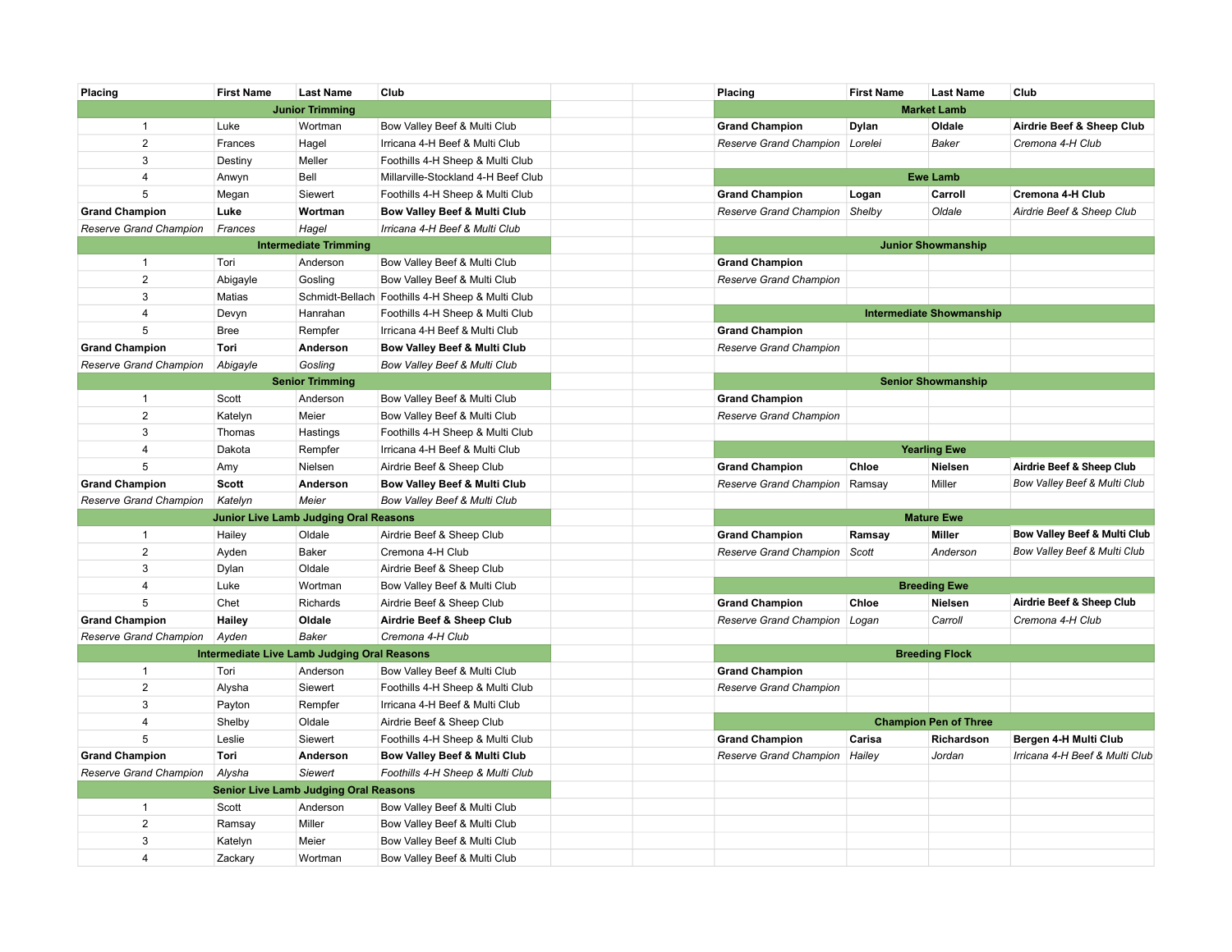| Placing | First Name | Last Name | Club |
|---|---|---|---|
| **Junior Trimming** | | | |
| 1 | Luke | Wortman | Bow Valley Beef & Multi Club |
| 2 | Frances | Hagel | Irricana 4-H Beef & Multi Club |
| 3 | Destiny | Meller | Foothills 4-H Sheep & Multi Club |
| 4 | Anwyn | Bell | Millarville-Stockland 4-H Beef Club |
| 5 | Megan | Siewert | Foothills 4-H Sheep & Multi Club |
| **Grand Champion** | **Luke** | **Wortman** | **Bow Valley Beef & Multi Club** |
| *Reserve Grand Champion* | *Frances* | *Hagel* | *Irricana 4-H Beef & Multi Club* |
| **Intermediate Trimming** | | | |
| 1 | Tori | Anderson | Bow Valley Beef & Multi Club |
| 2 | Abigayle | Gosling | Bow Valley Beef & Multi Club |
| 3 | Matias | Schmidt-Bellach | Foothills 4-H Sheep & Multi Club |
| 4 | Devyn | Hanrahan | Foothills 4-H Sheep & Multi Club |
| 5 | Bree | Rempfer | Irricana 4-H Beef & Multi Club |
| **Grand Champion** | **Tori** | **Anderson** | **Bow Valley Beef & Multi Club** |
| *Reserve Grand Champion* | *Abigayle* | *Gosling* | *Bow Valley Beef & Multi Club* |
| **Senior Trimming** | | | |
| 1 | Scott | Anderson | Bow Valley Beef & Multi Club |
| 2 | Katelyn | Meier | Bow Valley Beef & Multi Club |
| 3 | Thomas | Hastings | Foothills 4-H Sheep & Multi Club |
| 4 | Dakota | Rempfer | Irricana 4-H Beef & Multi Club |
| 5 | Amy | Nielsen | Airdrie Beef & Sheep Club |
| **Grand Champion** | **Scott** | **Anderson** | **Bow Valley Beef & Multi Club** |
| *Reserve Grand Champion* | *Katelyn* | *Meier* | *Bow Valley Beef & Multi Club* |
| **Junior Live Lamb Judging Oral Reasons** | | | |
| 1 | Hailey | Oldale | Airdrie Beef & Sheep Club |
| 2 | Ayden | Baker | Cremona 4-H Club |
| 3 | Dylan | Oldale | Airdrie Beef & Sheep Club |
| 4 | Luke | Wortman | Bow Valley Beef & Multi Club |
| 5 | Chet | Richards | Airdrie Beef & Sheep Club |
| **Grand Champion** | **Hailey** | **Oldale** | **Airdrie Beef & Sheep Club** |
| *Reserve Grand Champion* | *Ayden* | *Baker* | *Cremona 4-H Club* |
| **Intermediate Live Lamb Judging Oral Reasons** | | | |
| 1 | Tori | Anderson | Bow Valley Beef & Multi Club |
| 2 | Alysha | Siewert | Foothills 4-H Sheep & Multi Club |
| 3 | Payton | Rempfer | Irricana 4-H Beef & Multi Club |
| 4 | Shelby | Oldale | Airdrie Beef & Sheep Club |
| 5 | Leslie | Siewert | Foothills 4-H Sheep & Multi Club |
| **Grand Champion** | **Tori** | **Anderson** | **Bow Valley Beef & Multi Club** |
| *Reserve Grand Champion* | *Alysha* | *Siewert* | *Foothills 4-H Sheep & Multi Club* |
| **Senior Live Lamb Judging Oral Reasons** | | | |
| 1 | Scott | Anderson | Bow Valley Beef & Multi Club |
| 2 | Ramsay | Miller | Bow Valley Beef & Multi Club |
| 3 | Katelyn | Meier | Bow Valley Beef & Multi Club |
| 4 | Zackary | Wortman | Bow Valley Beef & Multi Club |

| Placing | First Name | Last Name | Club |
|---|---|---|---|
| **Market Lamb** | | | |
| **Grand Champion** | **Dylan** | **Oldale** | **Airdrie Beef & Sheep Club** |
| *Reserve Grand Champion* | *Lorelei* | *Baker* | *Cremona 4-H Club* |
| **Ewe Lamb** | | | |
| **Grand Champion** | **Logan** | **Carroll** | **Cremona 4-H Club** |
| *Reserve Grand Champion* | *Shelby* | *Oldale* | *Airdrie Beef & Sheep Club* |
| **Junior Showmanship** | | | |
| **Grand Champion** | | | |
| *Reserve Grand Champion* | | | |
| **Intermediate Showmanship** | | | |
| **Grand Champion** | | | |
| *Reserve Grand Champion* | | | |
| **Senior Showmanship** | | | |
| **Grand Champion** | | | |
| *Reserve Grand Champion* | | | |
| **Yearling Ewe** | | | |
| **Grand Champion** | **Chloe** | **Nielsen** | **Airdrie Beef & Sheep Club** |
| *Reserve Grand Champion* | Ramsay | Miller | *Bow Valley Beef & Multi Club* |
| **Mature Ewe** | | | |
| **Grand Champion** | **Ramsay** | **Miller** | **Bow Valley Beef & Multi Club** |
| *Reserve Grand Champion* | *Scott* | *Anderson* | *Bow Valley Beef & Multi Club* |
| **Breeding Ewe** | | | |
| **Grand Champion** | **Chloe** | **Nielsen** | **Airdrie Beef & Sheep Club** |
| *Reserve Grand Champion* | *Logan* | *Carroll* | *Cremona 4-H Club* |
| **Breeding Flock** | | | |
| **Grand Champion** | | | |
| *Reserve Grand Champion* | | | |
| **Champion Pen of Three** | | | |
| **Grand Champion** | **Carisa** | **Richardson** | **Bergen 4-H Multi Club** |
| *Reserve Grand Champion* | *Hailey* | *Jordan* | *Irricana 4-H Beef & Multi Club* |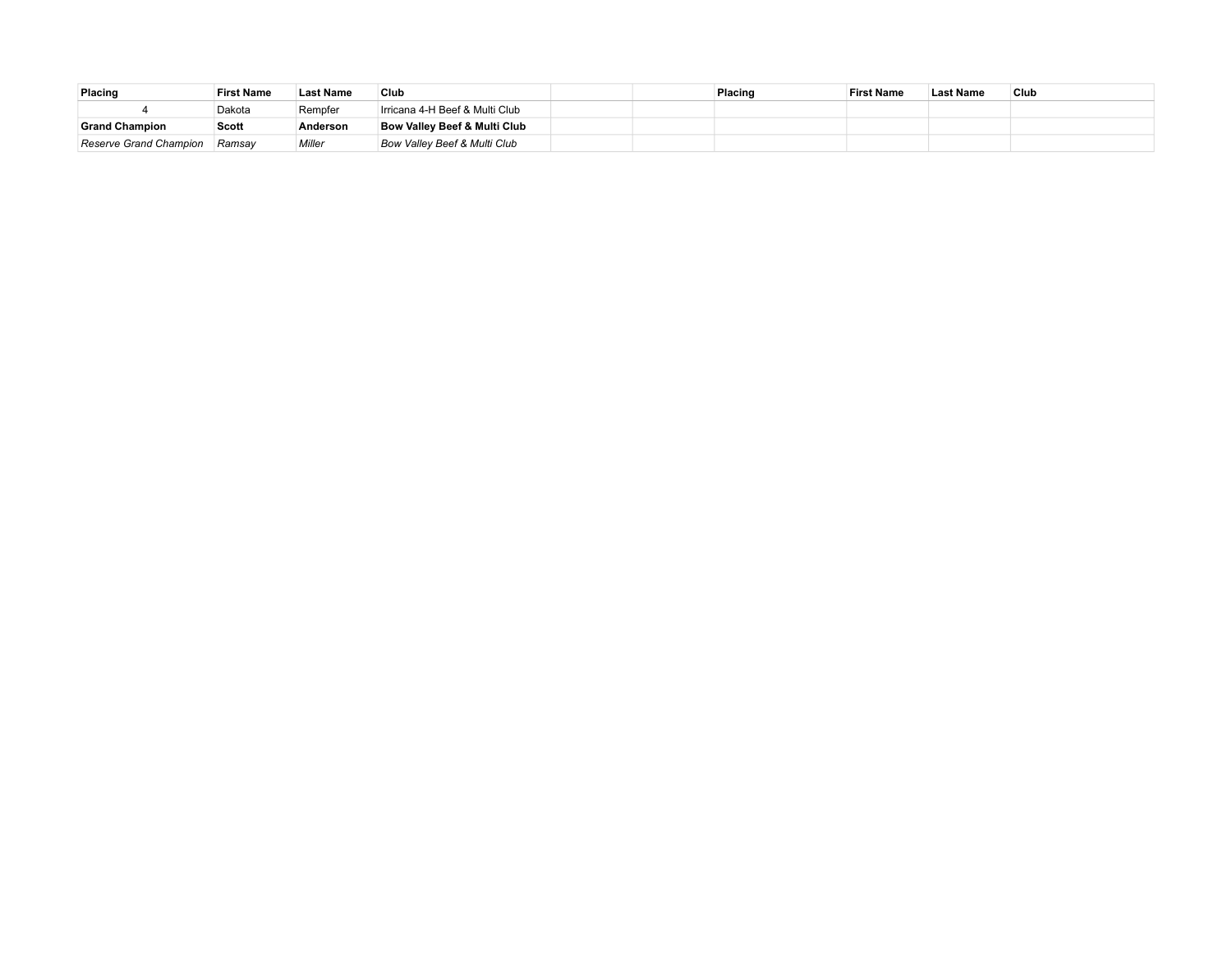| Placing | First Name | Last Name | Club | | | Placing | First Name | Last Name | Club |
|---|---|---|---|---|---|---|---|---|---|
| 4 | Dakota | Rempfer | Irricana 4-H Beef & Multi Club | | | | | | |
| **Grand Champion** | **Scott** | **Anderson** | **Bow Valley Beef & Multi Club** | | | | | | |
| *Reserve Grand Champion* | *Ramsay* | *Miller* | *Bow Valley Beef & Multi Club* | | | | | | |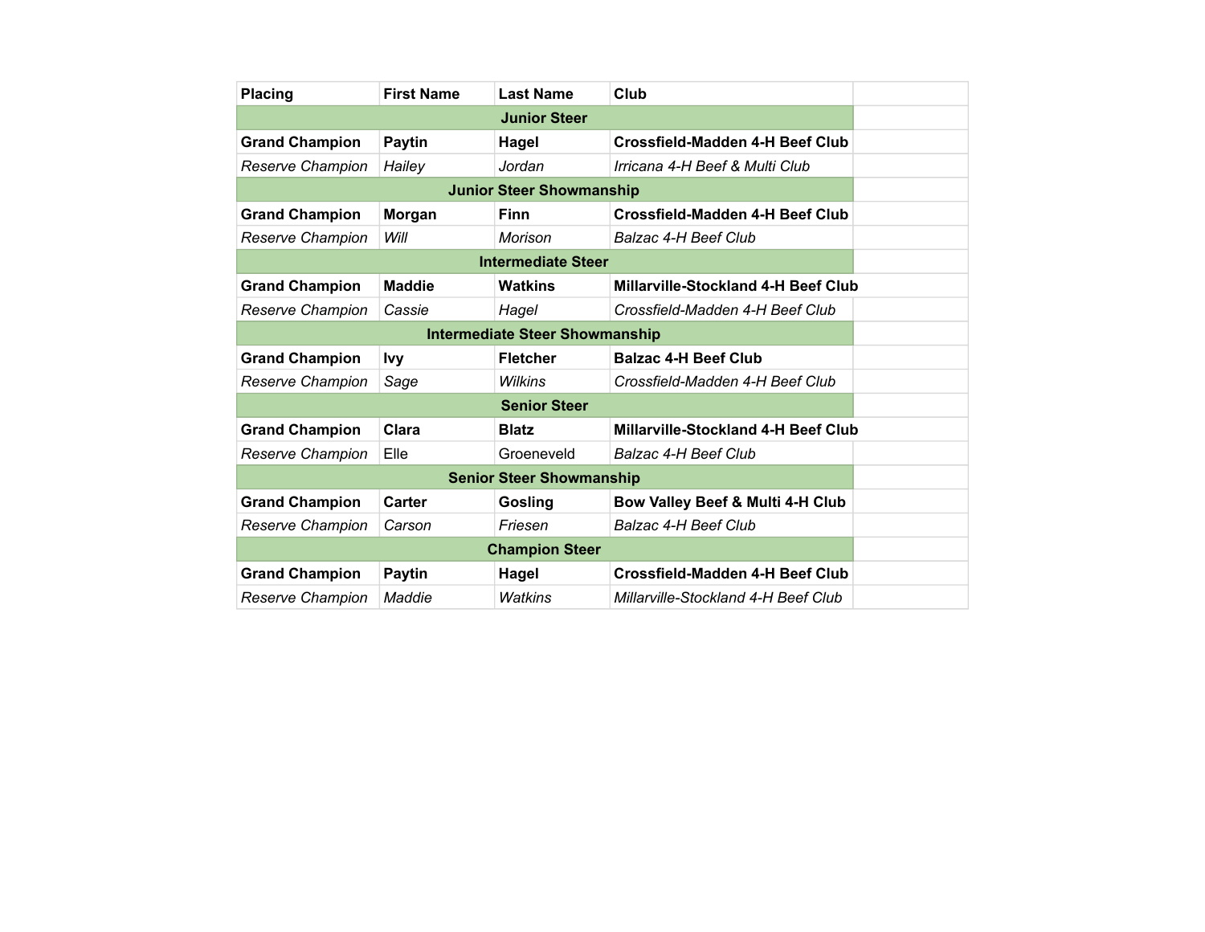| Placing | First Name | Last Name | Club | |
|---|---|---|---|---|
| **Junior Steer** | | | | |
| **Grand Champion** | **Paytin** | **Hagel** | **Crossfield-Madden 4-H Beef Club** | |
| *Reserve Champion* | *Hailey* | *Jordan* | *Irricana 4-H Beef & Multi Club* | |
| **Junior Steer Showmanship** | | | | |
| **Grand Champion** | **Morgan** | **Finn** | **Crossfield-Madden 4-H Beef Club** | |
| *Reserve Champion* | *Will* | *Morison* | *Balzac 4-H Beef Club* | |
| **Intermediate Steer** | | | | |
| **Grand Champion** | **Maddie** | **Watkins** | **Millarville-Stockland 4-H Beef Club** | |
| *Reserve Champion* | *Cassie* | *Hagel* | *Crossfield-Madden 4-H Beef Club* | |
| **Intermediate Steer Showmanship** | | | | |
| **Grand Champion** | **Ivy** | **Fletcher** | **Balzac 4-H Beef Club** | |
| *Reserve Champion* | *Sage* | *Wilkins* | *Crossfield-Madden 4-H Beef Club* | |
| **Senior Steer** | | | | |
| **Grand Champion** | **Clara** | **Blatz** | **Millarville-Stockland 4-H Beef Club** | |
| *Reserve Champion* | Elle | Groeneveld | *Balzac 4-H Beef Club* | |
| **Senior Steer Showmanship** | | | | |
| **Grand Champion** | **Carter** | **Gosling** | **Bow Valley Beef & Multi 4-H Club** | |
| *Reserve Champion* | *Carson* | *Friesen* | *Balzac 4-H Beef Club* | |
| **Champion Steer** | | | | |
| **Grand Champion** | **Paytin** | **Hagel** | **Crossfield-Madden 4-H Beef Club** | |
| *Reserve Champion* | *Maddie* | *Watkins* | *Millarville-Stockland 4-H Beef Club* | |